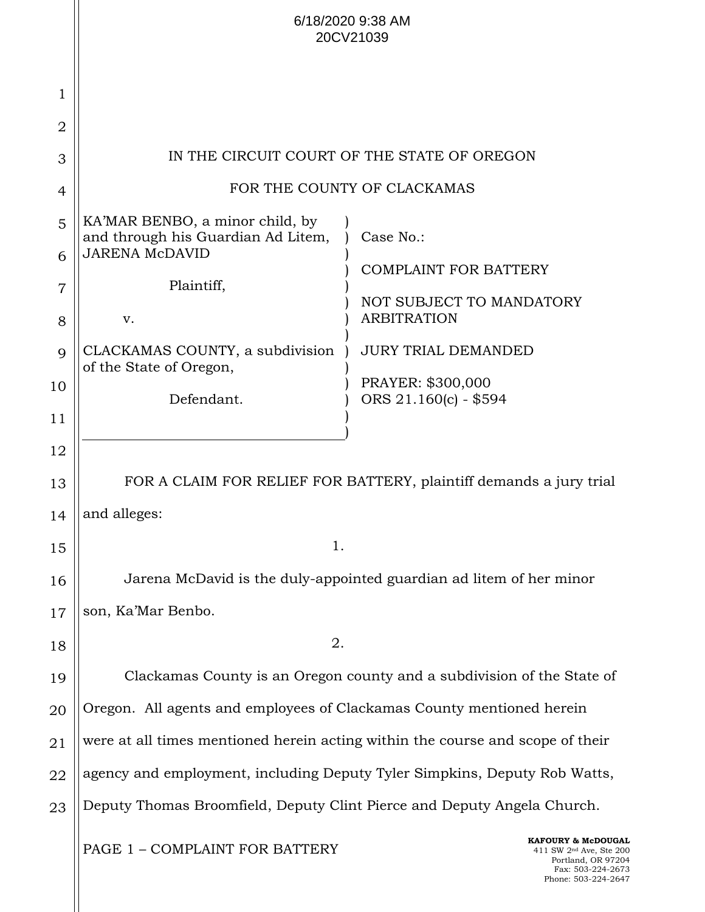6/18/2020 9:38 AM
20CV21039

IN THE CIRCUIT COURT OF THE STATE OF OREGON

FOR THE COUNTY OF CLACKAMAS

| | |
|---|---|
| KA'MAR BENBO, a minor child, by and through his Guardian Ad Litem, JARENA McDAVID | Case No.: |
| Plaintiff, | COMPLAINT FOR BATTERY |
| v. | NOT SUBJECT TO MANDATORY ARBITRATION |
| CLACKAMAS COUNTY, a subdivision of the State of Oregon, | JURY TRIAL DEMANDED |
| Defendant. | PRAYER: $300,000<br>ORS 21.160(c) - $594 |

FOR A CLAIM FOR RELIEF FOR BATTERY, plaintiff demands a jury trial and alleges:

1.

Jarena McDavid is the duly-appointed guardian ad litem of her minor son, Ka'Mar Benbo.

2.

Clackamas County is an Oregon county and a subdivision of the State of Oregon. All agents and employees of Clackamas County mentioned herein were at all times mentioned herein acting within the course and scope of their agency and employment, including Deputy Tyler Simpkins, Deputy Rob Watts, Deputy Thomas Broomfield, Deputy Clint Pierce and Deputy Angela Church.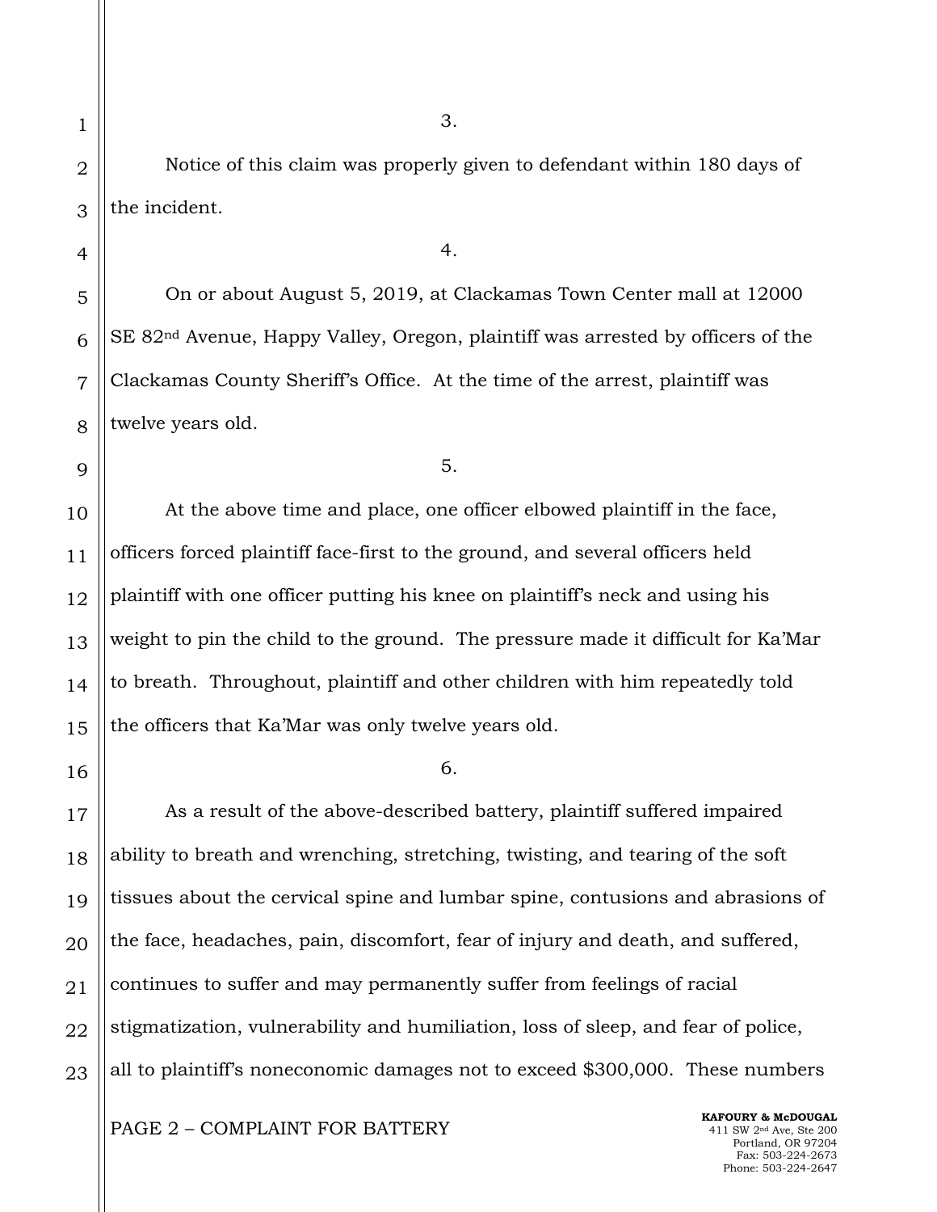3.

Notice of this claim was properly given to defendant within 180 days of the incident.

4.

On or about August 5, 2019, at Clackamas Town Center mall at 12000 SE 82nd Avenue, Happy Valley, Oregon, plaintiff was arrested by officers of the Clackamas County Sheriff's Office. At the time of the arrest, plaintiff was twelve years old.

5.

At the above time and place, one officer elbowed plaintiff in the face, officers forced plaintiff face-first to the ground, and several officers held plaintiff with one officer putting his knee on plaintiff's neck and using his weight to pin the child to the ground. The pressure made it difficult for Ka'Mar to breath. Throughout, plaintiff and other children with him repeatedly told the officers that Ka'Mar was only twelve years old.

6.

As a result of the above-described battery, plaintiff suffered impaired ability to breath and wrenching, stretching, twisting, and tearing of the soft tissues about the cervical spine and lumbar spine, contusions and abrasions of the face, headaches, pain, discomfort, fear of injury and death, and suffered, continues to suffer and may permanently suffer from feelings of racial stigmatization, vulnerability and humiliation, loss of sleep, and fear of police, all to plaintiff's noneconomic damages not to exceed $300,000. These numbers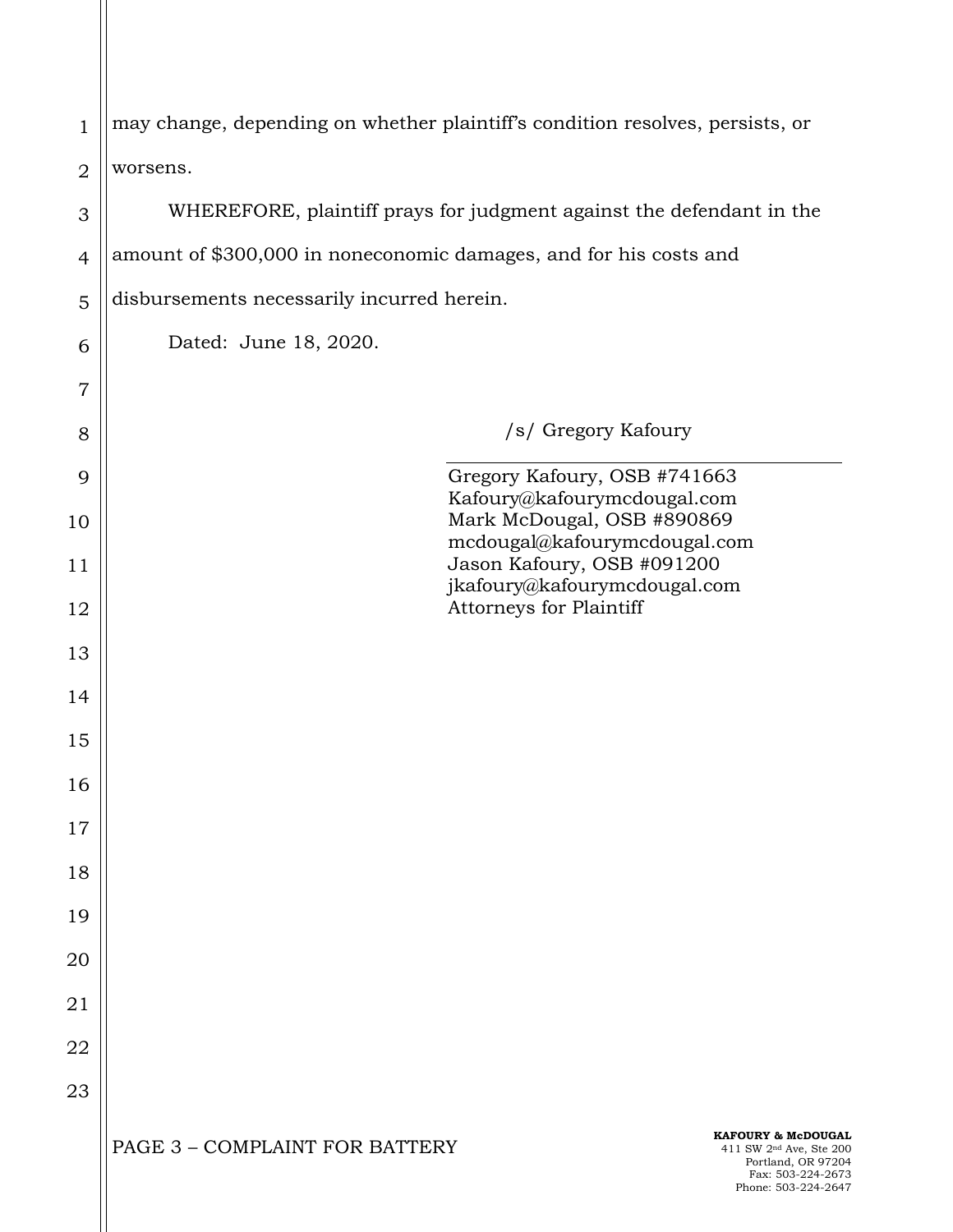may change, depending on whether plaintiff's condition resolves, persists, or worsens.

WHEREFORE, plaintiff prays for judgment against the defendant in the amount of $300,000 in noneconomic damages, and for his costs and disbursements necessarily incurred herein.

Dated: June 18, 2020.

/s/ Gregory Kafoury

Gregory Kafoury, OSB #741663
Kafoury@kafourymcdougal.com
Mark McDougal, OSB #890869
mcdougal@kafourymcdougal.com
Jason Kafoury, OSB #091200
jkafoury@kafourymcdougal.com
Attorneys for Plaintiff

PAGE 3 – COMPLAINT FOR BATTERY

**KAFOURY & McDOUGAL**
411 SW 2nd Ave, Ste 200
Portland, OR 97204
Fax: 503-224-2673
Phone: 503-224-2647